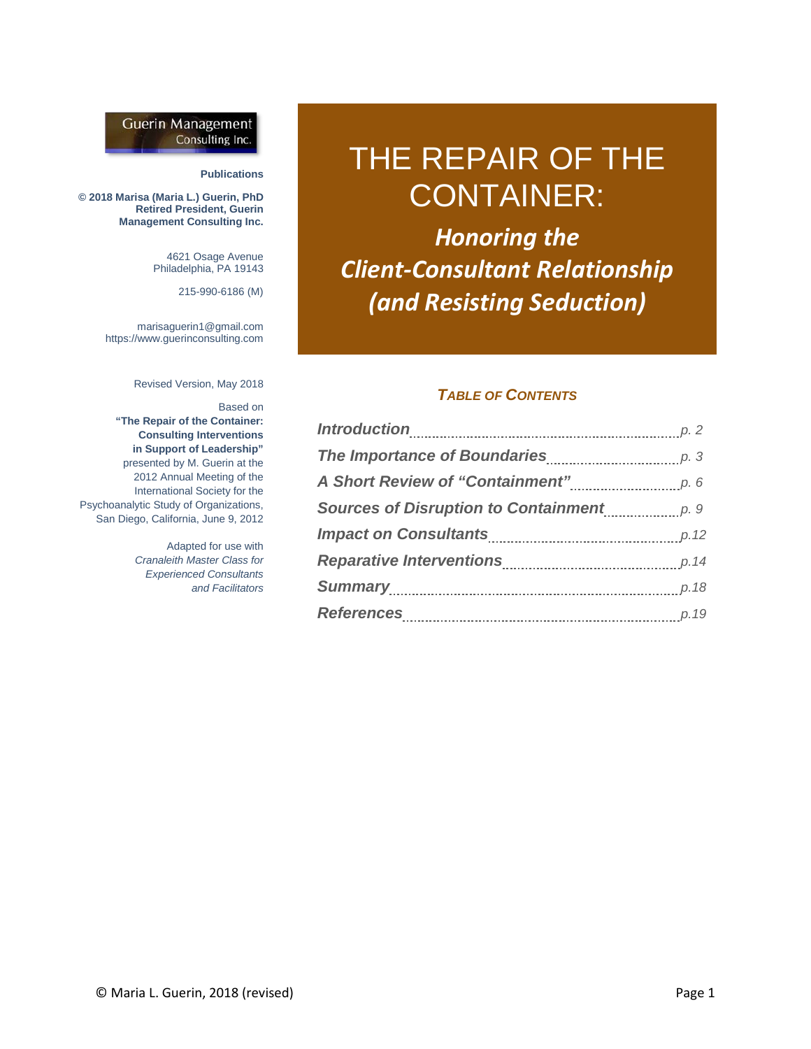# THE REPAIR OF THE CONTAINER:

## *Honoring the Client-Consultant Relationship (and Resisting Seduction)*

Guerin Management Consulting Inc.

**Publications**

**© 2018 Marisa (Maria L.) Guerin, PhD**
**Retired President, Guerin Management Consulting Inc.**

4621 Osage Avenue
Philadelphia, PA 19143

215-990-6186 (M)

marisaguerin1@gmail.com
https://www.guerinconsulting.com

Revised Version, May 2018

Based on **"The Repair of the Container: Consulting Interventions in Support of Leadership"** presented by M. Guerin at the 2012 Annual Meeting of the International Society for the Psychoanalytic Study of Organizations, San Diego, California, June 9, 2012

Adapted for use with *Cranaleith Master Class for Experienced Consultants and Facilitators*

### *TABLE OF CONTENTS*

| Section | Page |
|---|---|
| *Introduction* | p. 2 |
| *The Importance of Boundaries* | p. 3 |
| *A Short Review of "Containment"* | p. 6 |
| *Sources of Disruption to Containment* | p. 9 |
| *Impact on Consultants* | p.12 |
| *Reparative Interventions* | p.14 |
| *Summary* | p.18 |
| *References* | p.19 |

© Maria L. Guerin, 2018 (revised)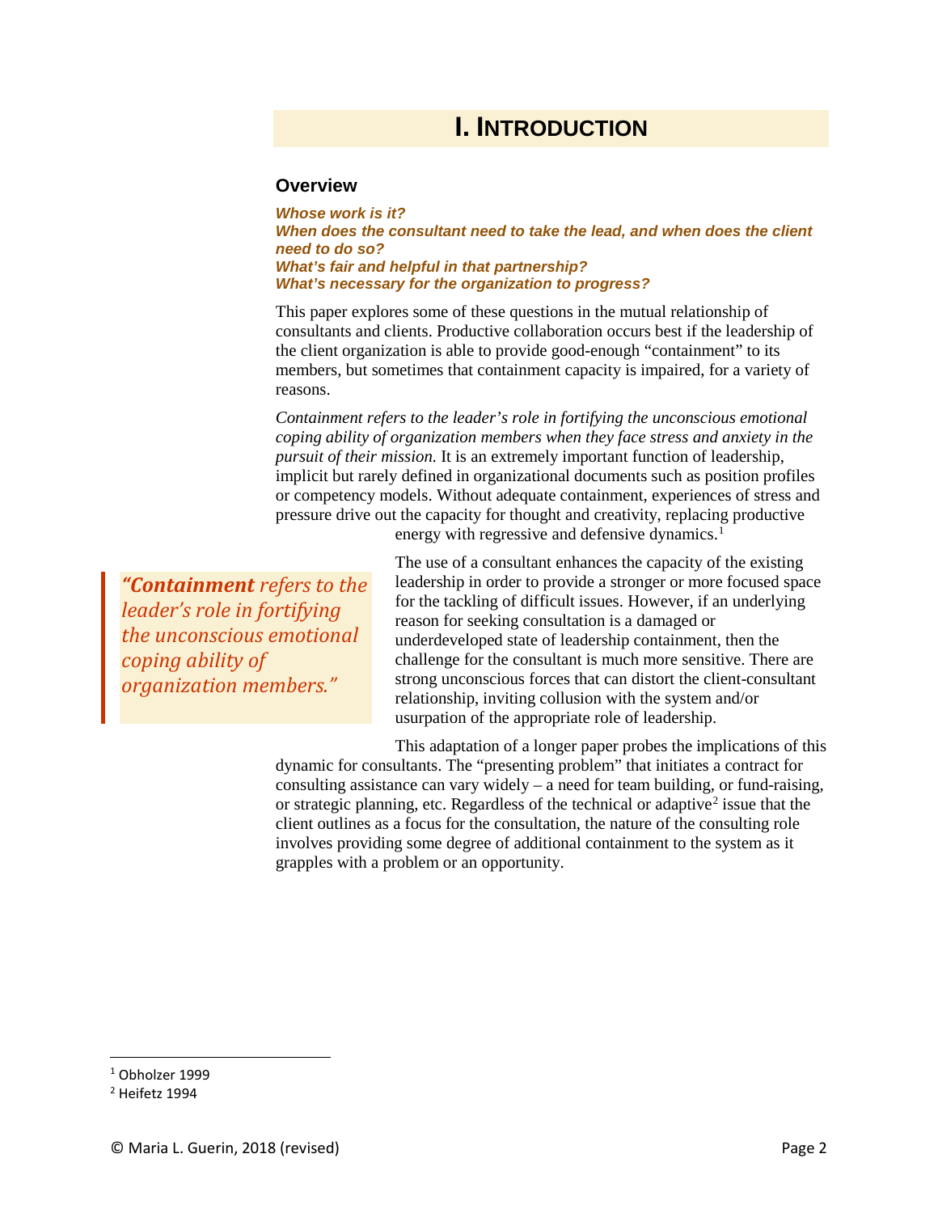# I. INTRODUCTION

## Overview

***Whose work is it?***
***When does the consultant need to take the lead, and when does the client need to do so?***
***What's fair and helpful in that partnership?***
***What's necessary for the organization to progress?***

This paper explores some of these questions in the mutual relationship of consultants and clients. Productive collaboration occurs best if the leadership of the client organization is able to provide good-enough "containment" to its members, but sometimes that containment capacity is impaired, for a variety of reasons.

*Containment refers to the leader's role in fortifying the unconscious emotional coping ability of organization members when they face stress and anxiety in the pursuit of their mission.* It is an extremely important function of leadership, implicit but rarely defined in organizational documents such as position profiles or competency models. Without adequate containment, experiences of stress and pressure drive out the capacity for thought and creativity, replacing productive energy with regressive and defensive dynamics.[1]

> *"**Containment** refers to the leader's role in fortifying the unconscious emotional coping ability of organization members."*

The use of a consultant enhances the capacity of the existing leadership in order to provide a stronger or more focused space for the tackling of difficult issues. However, if an underlying reason for seeking consultation is a damaged or underdeveloped state of leadership containment, then the challenge for the consultant is much more sensitive. There are strong unconscious forces that can distort the client-consultant relationship, inviting collusion with the system and/or usurpation of the appropriate role of leadership.

This adaptation of a longer paper probes the implications of this dynamic for consultants. The "presenting problem" that initiates a contract for consulting assistance can vary widely – a need for team building, or fund-raising, or strategic planning, etc. Regardless of the technical or adaptive[2] issue that the client outlines as a focus for the consultation, the nature of the consulting role involves providing some degree of additional containment to the system as it grapples with a problem or an opportunity.

---

[1] Obholzer 1999

[2] Heifetz 1994

© Maria L. Guerin, 2018 (revised)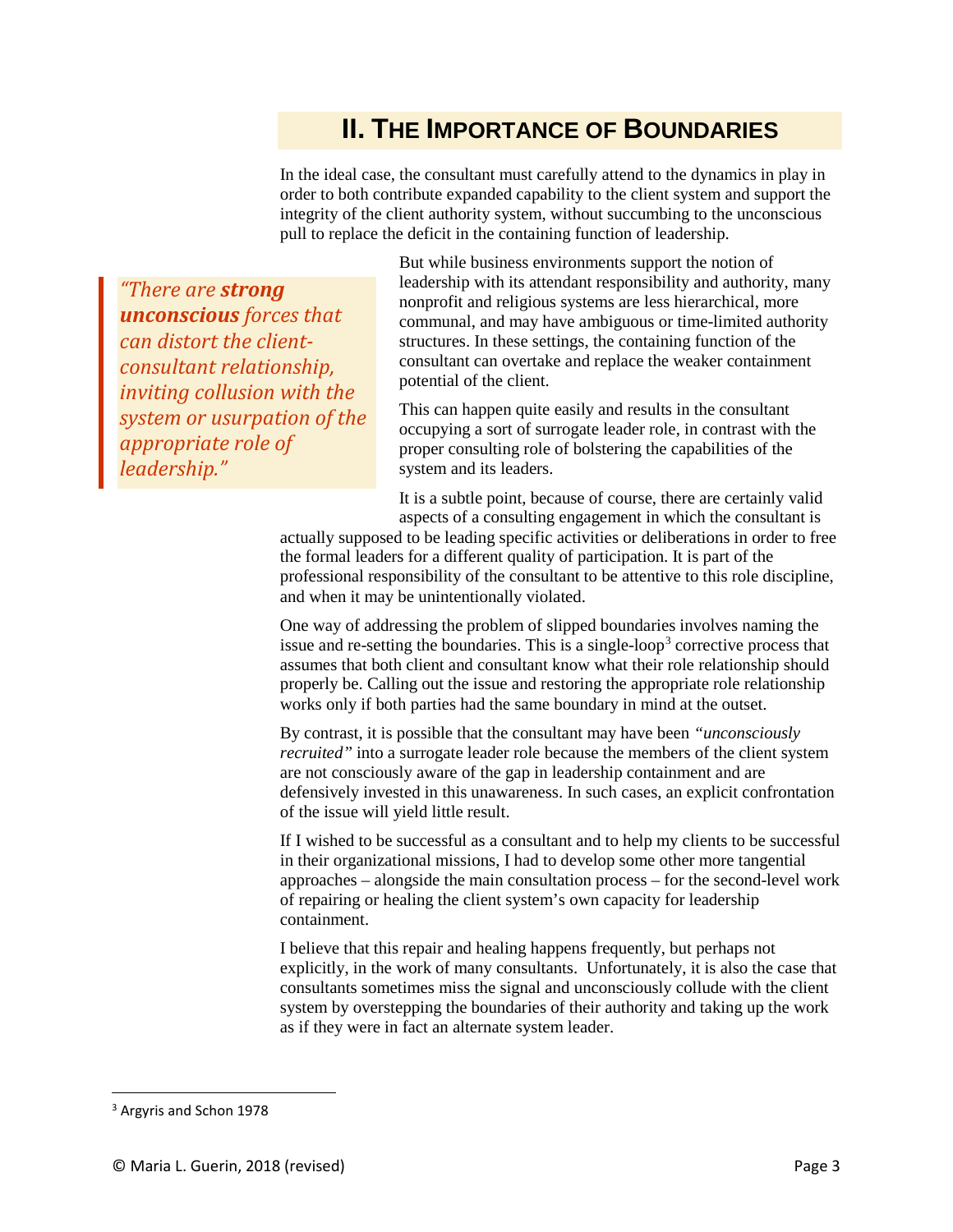## II. The Importance of Boundaries

In the ideal case, the consultant must carefully attend to the dynamics in play in order to both contribute expanded capability to the client system and support the integrity of the client authority system, without succumbing to the unconscious pull to replace the deficit in the containing function of leadership.

> *"There are **strong unconscious** forces that can distort the client-consultant relationship, inviting collusion with the system or usurpation of the appropriate role of leadership."*

But while business environments support the notion of leadership with its attendant responsibility and authority, many nonprofit and religious systems are less hierarchical, more communal, and may have ambiguous or time-limited authority structures. In these settings, the containing function of the consultant can overtake and replace the weaker containment potential of the client.

This can happen quite easily and results in the consultant occupying a sort of surrogate leader role, in contrast with the proper consulting role of bolstering the capabilities of the system and its leaders.

It is a subtle point, because of course, there are certainly valid aspects of a consulting engagement in which the consultant is actually supposed to be leading specific activities or deliberations in order to free the formal leaders for a different quality of participation. It is part of the professional responsibility of the consultant to be attentive to this role discipline, and when it may be unintentionally violated.

One way of addressing the problem of slipped boundaries involves naming the issue and re-setting the boundaries. This is a single-loop[3] corrective process that assumes that both client and consultant know what their role relationship should properly be. Calling out the issue and restoring the appropriate role relationship works only if both parties had the same boundary in mind at the outset.

By contrast, it is possible that the consultant may have been *"unconsciously recruited"* into a surrogate leader role because the members of the client system are not consciously aware of the gap in leadership containment and are defensively invested in this unawareness. In such cases, an explicit confrontation of the issue will yield little result.

If I wished to be successful as a consultant and to help my clients to be successful in their organizational missions, I had to develop some other more tangential approaches – alongside the main consultation process – for the second-level work of repairing or healing the client system's own capacity for leadership containment.

I believe that this repair and healing happens frequently, but perhaps not explicitly, in the work of many consultants. Unfortunately, it is also the case that consultants sometimes miss the signal and unconsciously collude with the client system by overstepping the boundaries of their authority and taking up the work as if they were in fact an alternate system leader.

---

[3] Argyris and Schon 1978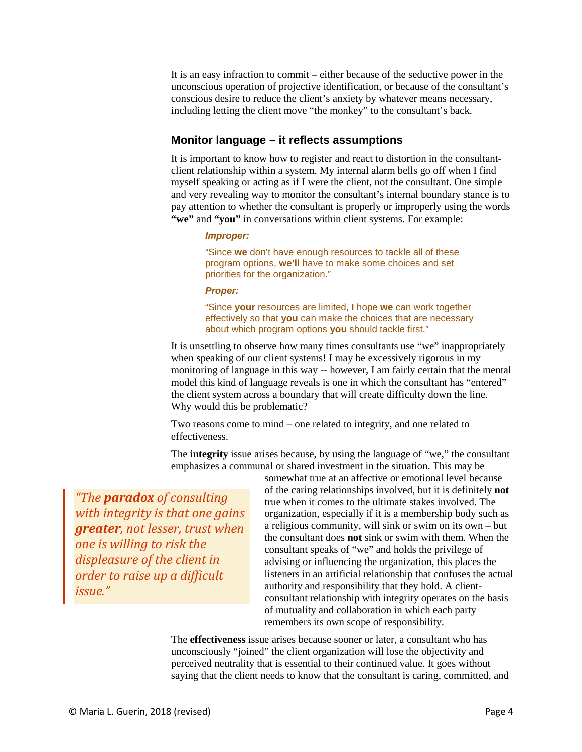It is an easy infraction to commit – either because of the seductive power in the unconscious operation of projective identification, or because of the consultant's conscious desire to reduce the client's anxiety by whatever means necessary, including letting the client move "the monkey" to the consultant's back.

### Monitor language – it reflects assumptions

It is important to know how to register and react to distortion in the consultant-client relationship within a system. My internal alarm bells go off when I find myself speaking or acting as if I were the client, not the consultant. One simple and very revealing way to monitor the consultant's internal boundary stance is to pay attention to whether the consultant is properly or improperly using the words **"we"** and **"you"** in conversations within client systems. For example:

> ***Improper:***
>
> "Since **we** don't have enough resources to tackle all of these program options, **we'll** have to make some choices and set priorities for the organization."
>
> ***Proper:***
>
> "Since **your** resources are limited, **I** hope **we** can work together effectively so that **you** can make the choices that are necessary about which program options **you** should tackle first."

It is unsettling to observe how many times consultants use "we" inappropriately when speaking of our client systems! I may be excessively rigorous in my monitoring of language in this way -- however, I am fairly certain that the mental model this kind of language reveals is one in which the consultant has "entered" the client system across a boundary that will create difficulty down the line. Why would this be problematic?

Two reasons come to mind – one related to integrity, and one related to effectiveness.

The **integrity** issue arises because, by using the language of "we," the consultant emphasizes a communal or shared investment in the situation. This may be somewhat true at an affective or emotional level because of the caring relationships involved, but it is definitely **not** true when it comes to the ultimate stakes involved. The organization, especially if it is a membership body such as a religious community, will sink or swim on its own – but the consultant does **not** sink or swim with them. When the consultant speaks of "we" and holds the privilege of advising or influencing the organization, this places the listeners in an artificial relationship that confuses the actual authority and responsibility that they hold. A client-consultant relationship with integrity operates on the basis of mutuality and collaboration in which each party remembers its own scope of responsibility.

> *"The **paradox** of consulting with integrity is that one gains **greater**, not lesser, trust when one is willing to risk the displeasure of the client in order to raise up a difficult issue."*

The **effectiveness** issue arises because sooner or later, a consultant who has unconsciously "joined" the client organization will lose the objectivity and perceived neutrality that is essential to their continued value. It goes without saying that the client needs to know that the consultant is caring, committed, and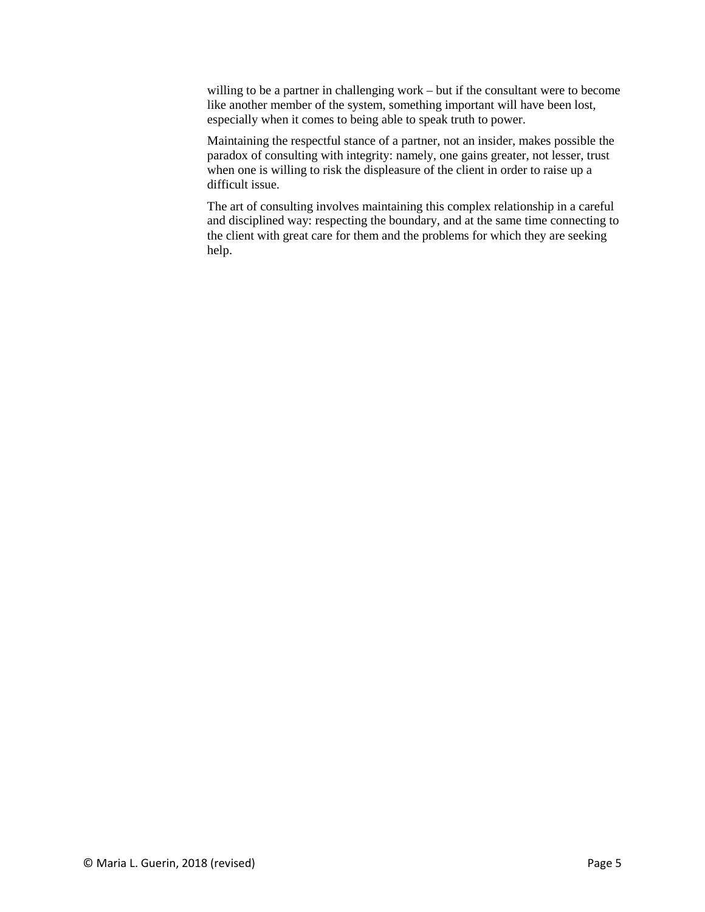willing to be a partner in challenging work – but if the consultant were to become like another member of the system, something important will have been lost, especially when it comes to being able to speak truth to power.

Maintaining the respectful stance of a partner, not an insider, makes possible the paradox of consulting with integrity: namely, one gains greater, not lesser, trust when one is willing to risk the displeasure of the client in order to raise up a difficult issue.

The art of consulting involves maintaining this complex relationship in a careful and disciplined way: respecting the boundary, and at the same time connecting to the client with great care for them and the problems for which they are seeking help.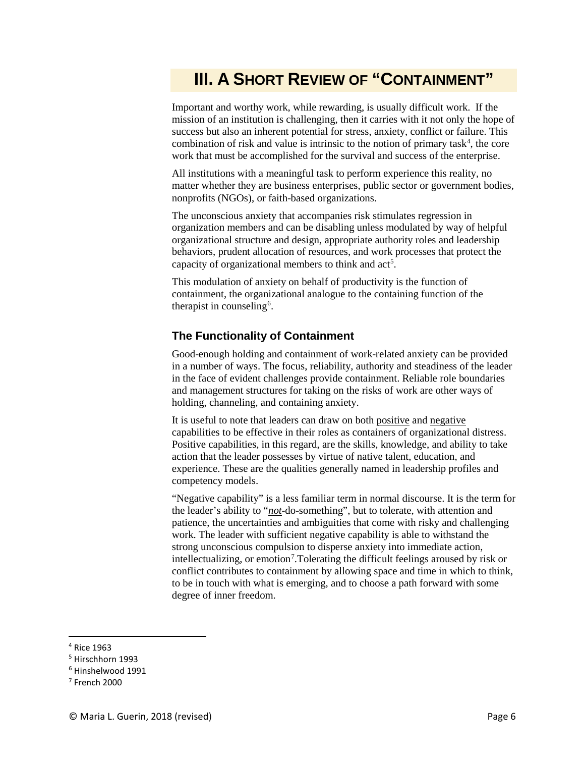# III. A SHORT REVIEW OF "CONTAINMENT"

Important and worthy work, while rewarding, is usually difficult work. If the mission of an institution is challenging, then it carries with it not only the hope of success but also an inherent potential for stress, anxiety, conflict or failure. This combination of risk and value is intrinsic to the notion of primary task[4], the core work that must be accomplished for the survival and success of the enterprise.

All institutions with a meaningful task to perform experience this reality, no matter whether they are business enterprises, public sector or government bodies, nonprofits (NGOs), or faith-based organizations.

The unconscious anxiety that accompanies risk stimulates regression in organization members and can be disabling unless modulated by way of helpful organizational structure and design, appropriate authority roles and leadership behaviors, prudent allocation of resources, and work processes that protect the capacity of organizational members to think and act[5].

This modulation of anxiety on behalf of productivity is the function of containment, the organizational analogue to the containing function of the therapist in counseling[6].

## The Functionality of Containment

Good-enough holding and containment of work-related anxiety can be provided in a number of ways. The focus, reliability, authority and steadiness of the leader in the face of evident challenges provide containment. Reliable role boundaries and management structures for taking on the risks of work are other ways of holding, channeling, and containing anxiety.

It is useful to note that leaders can draw on both <u>positive</u> and <u>negative</u> capabilities to be effective in their roles as containers of organizational distress. Positive capabilities, in this regard, are the skills, knowledge, and ability to take action that the leader possesses by virtue of native talent, education, and experience. These are the qualities generally named in leadership profiles and competency models.

"Negative capability" is a less familiar term in normal discourse. It is the term for the leader's ability to "***<u>not</u>***-do-something", but to tolerate, with attention and patience, the uncertainties and ambiguities that come with risky and challenging work. The leader with sufficient negative capability is able to withstand the strong unconscious compulsion to disperse anxiety into immediate action, intellectualizing, or emotion[7].Tolerating the difficult feelings aroused by risk or conflict contributes to containment by allowing space and time in which to think, to be in touch with what is emerging, and to choose a path forward with some degree of inner freedom.

---

[4] Rice 1963

[5] Hirschhorn 1993

[6] Hinshelwood 1991

[7] French 2000

© Maria L. Guerin, 2018 (revised)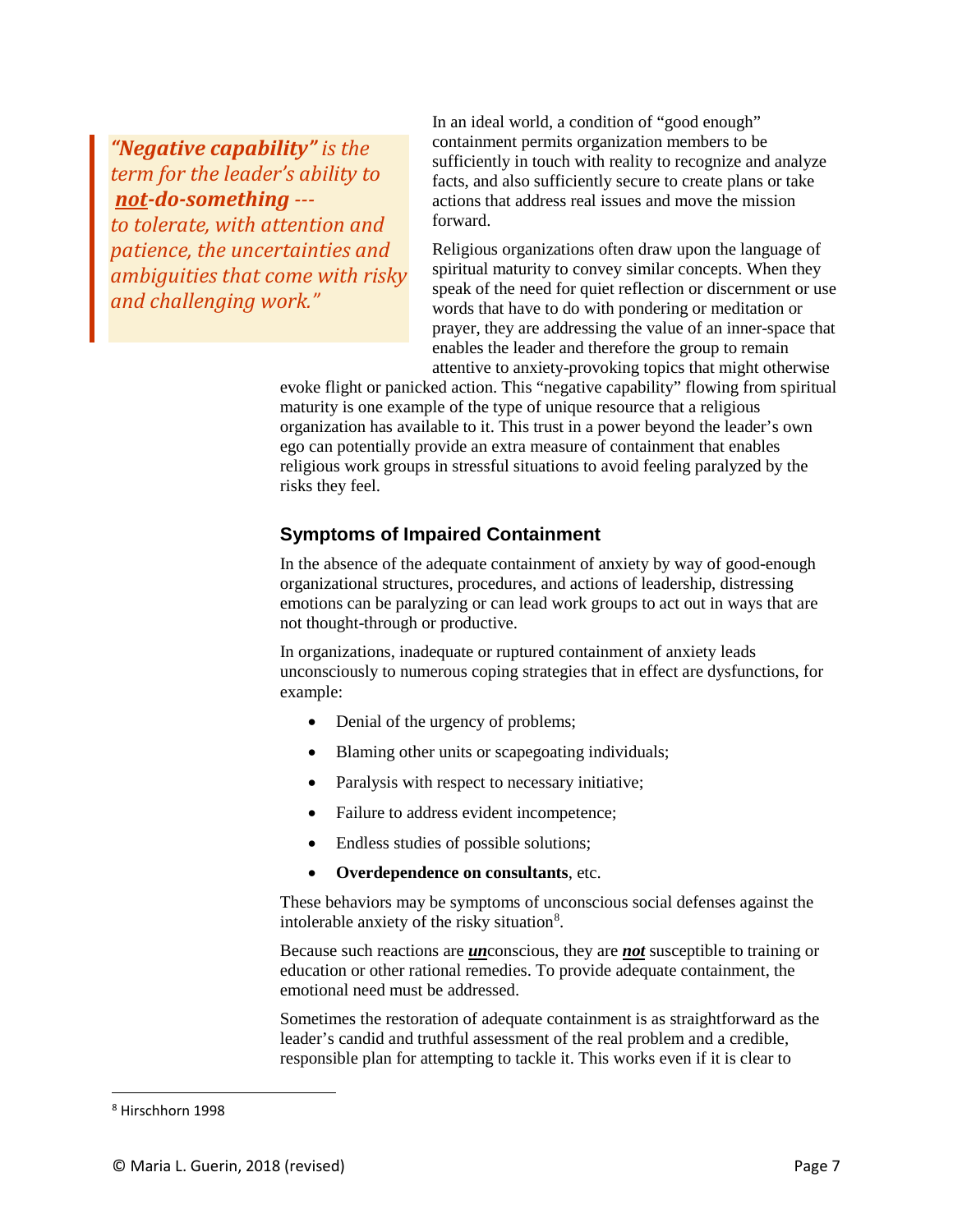> ***"Negative capability"*** *is the term for the leader's ability to* ***not-do-something*** *--- to tolerate, with attention and patience, the uncertainties and ambiguities that come with risky and challenging work."*

In an ideal world, a condition of "good enough" containment permits organization members to be sufficiently in touch with reality to recognize and analyze facts, and also sufficiently secure to create plans or take actions that address real issues and move the mission forward.

Religious organizations often draw upon the language of spiritual maturity to convey similar concepts. When they speak of the need for quiet reflection or discernment or use words that have to do with pondering or meditation or prayer, they are addressing the value of an inner-space that enables the leader and therefore the group to remain attentive to anxiety-provoking topics that might otherwise evoke flight or panicked action. This "negative capability" flowing from spiritual maturity is one example of the type of unique resource that a religious organization has available to it. This trust in a power beyond the leader's own ego can potentially provide an extra measure of containment that enables religious work groups in stressful situations to avoid feeling paralyzed by the risks they feel.

### Symptoms of Impaired Containment

In the absence of the adequate containment of anxiety by way of good-enough organizational structures, procedures, and actions of leadership, distressing emotions can be paralyzing or can lead work groups to act out in ways that are not thought-through or productive.

In organizations, inadequate or ruptured containment of anxiety leads unconsciously to numerous coping strategies that in effect are dysfunctions, for example:

- Denial of the urgency of problems;
- Blaming other units or scapegoating individuals;
- Paralysis with respect to necessary initiative;
- Failure to address evident incompetence;
- Endless studies of possible solutions;
- **Overdependence on consultants**, etc.

These behaviors may be symptoms of unconscious social defenses against the intolerable anxiety of the risky situation[8].

Because such reactions are ***un***conscious, they are ***not*** susceptible to training or education or other rational remedies. To provide adequate containment, the emotional need must be addressed.

Sometimes the restoration of adequate containment is as straightforward as the leader's candid and truthful assessment of the real problem and a credible, responsible plan for attempting to tackle it. This works even if it is clear to

---

[8] Hirschhorn 1998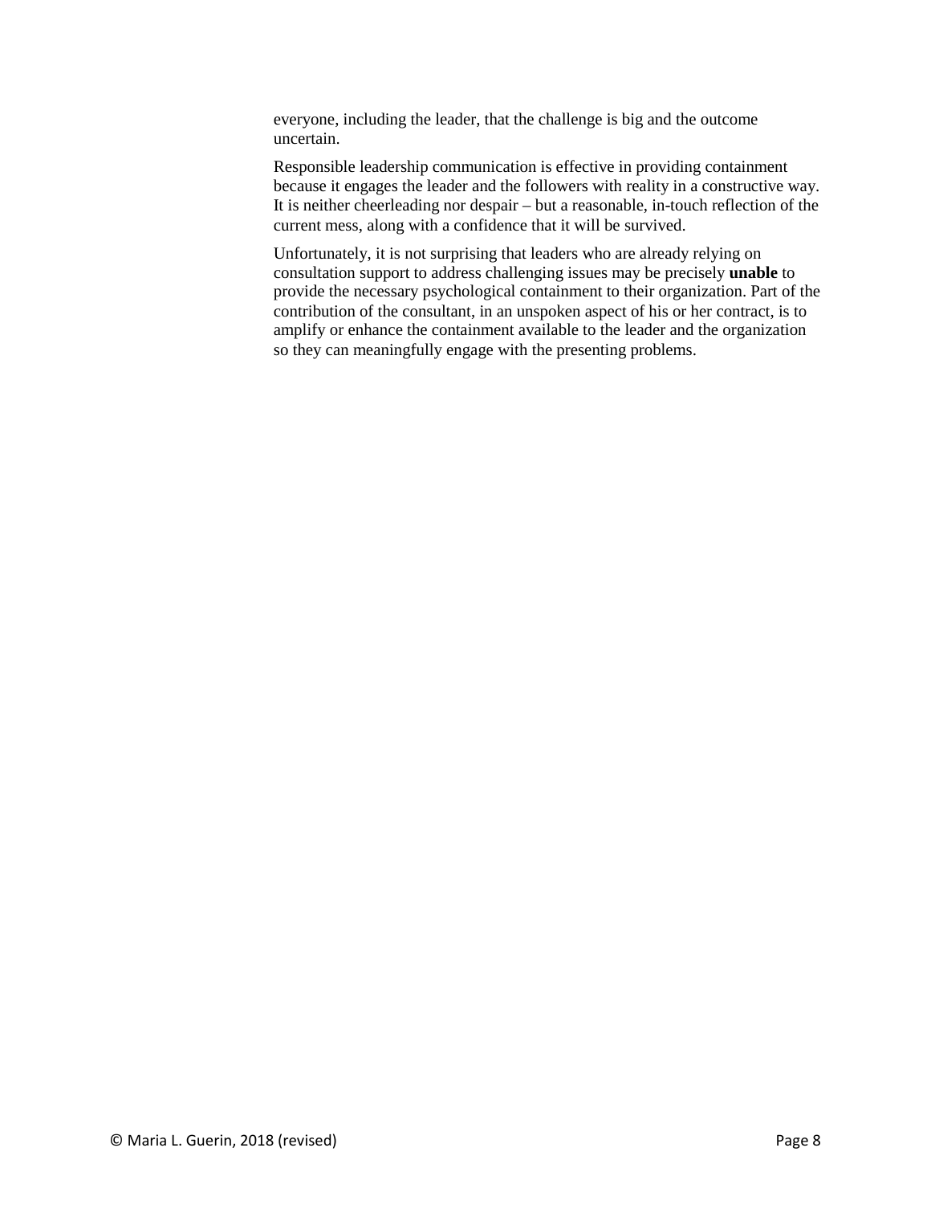everyone, including the leader, that the challenge is big and the outcome uncertain.

Responsible leadership communication is effective in providing containment because it engages the leader and the followers with reality in a constructive way. It is neither cheerleading nor despair – but a reasonable, in-touch reflection of the current mess, along with a confidence that it will be survived.

Unfortunately, it is not surprising that leaders who are already relying on consultation support to address challenging issues may be precisely **unable** to provide the necessary psychological containment to their organization. Part of the contribution of the consultant, in an unspoken aspect of his or her contract, is to amplify or enhance the containment available to the leader and the organization so they can meaningfully engage with the presenting problems.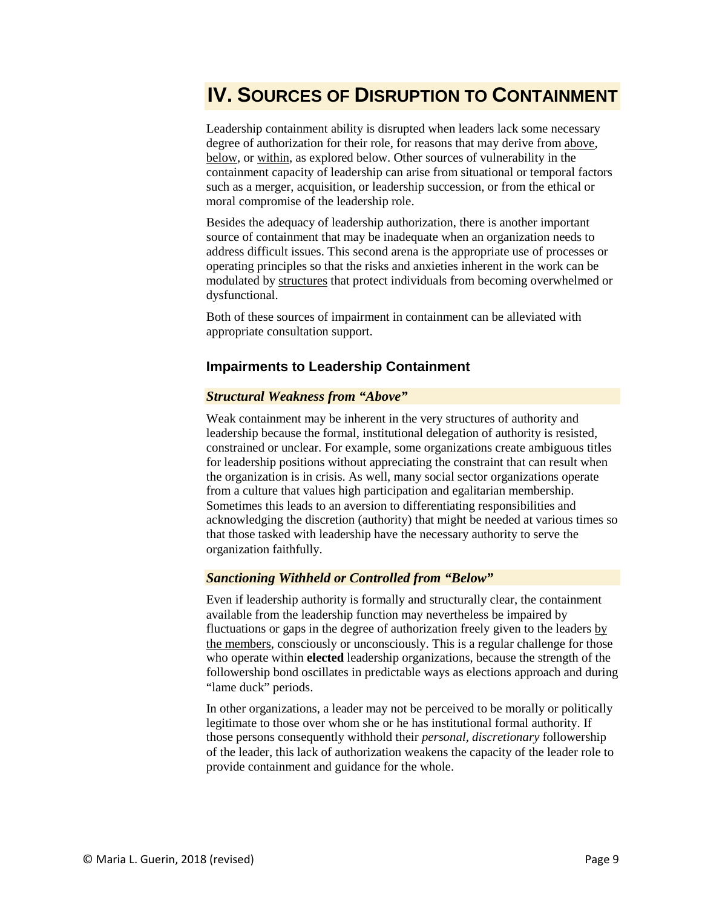# IV. Sources of Disruption to Containment

Leadership containment ability is disrupted when leaders lack some necessary degree of authorization for their role, for reasons that may derive from above, below, or within, as explored below. Other sources of vulnerability in the containment capacity of leadership can arise from situational or temporal factors such as a merger, acquisition, or leadership succession, or from the ethical or moral compromise of the leadership role.

Besides the adequacy of leadership authorization, there is another important source of containment that may be inadequate when an organization needs to address difficult issues. This second arena is the appropriate use of processes or operating principles so that the risks and anxieties inherent in the work can be modulated by structures that protect individuals from becoming overwhelmed or dysfunctional.

Both of these sources of impairment in containment can be alleviated with appropriate consultation support.

## Impairments to Leadership Containment

### *Structural Weakness from "Above"*

Weak containment may be inherent in the very structures of authority and leadership because the formal, institutional delegation of authority is resisted, constrained or unclear. For example, some organizations create ambiguous titles for leadership positions without appreciating the constraint that can result when the organization is in crisis. As well, many social sector organizations operate from a culture that values high participation and egalitarian membership. Sometimes this leads to an aversion to differentiating responsibilities and acknowledging the discretion (authority) that might be needed at various times so that those tasked with leadership have the necessary authority to serve the organization faithfully.

### *Sanctioning Withheld or Controlled from "Below"*

Even if leadership authority is formally and structurally clear, the containment available from the leadership function may nevertheless be impaired by fluctuations or gaps in the degree of authorization freely given to the leaders by the members, consciously or unconsciously. This is a regular challenge for those who operate within **elected** leadership organizations, because the strength of the followership bond oscillates in predictable ways as elections approach and during "lame duck" periods.

In other organizations, a leader may not be perceived to be morally or politically legitimate to those over whom she or he has institutional formal authority. If those persons consequently withhold their *personal, discretionary* followership of the leader, this lack of authorization weakens the capacity of the leader role to provide containment and guidance for the whole.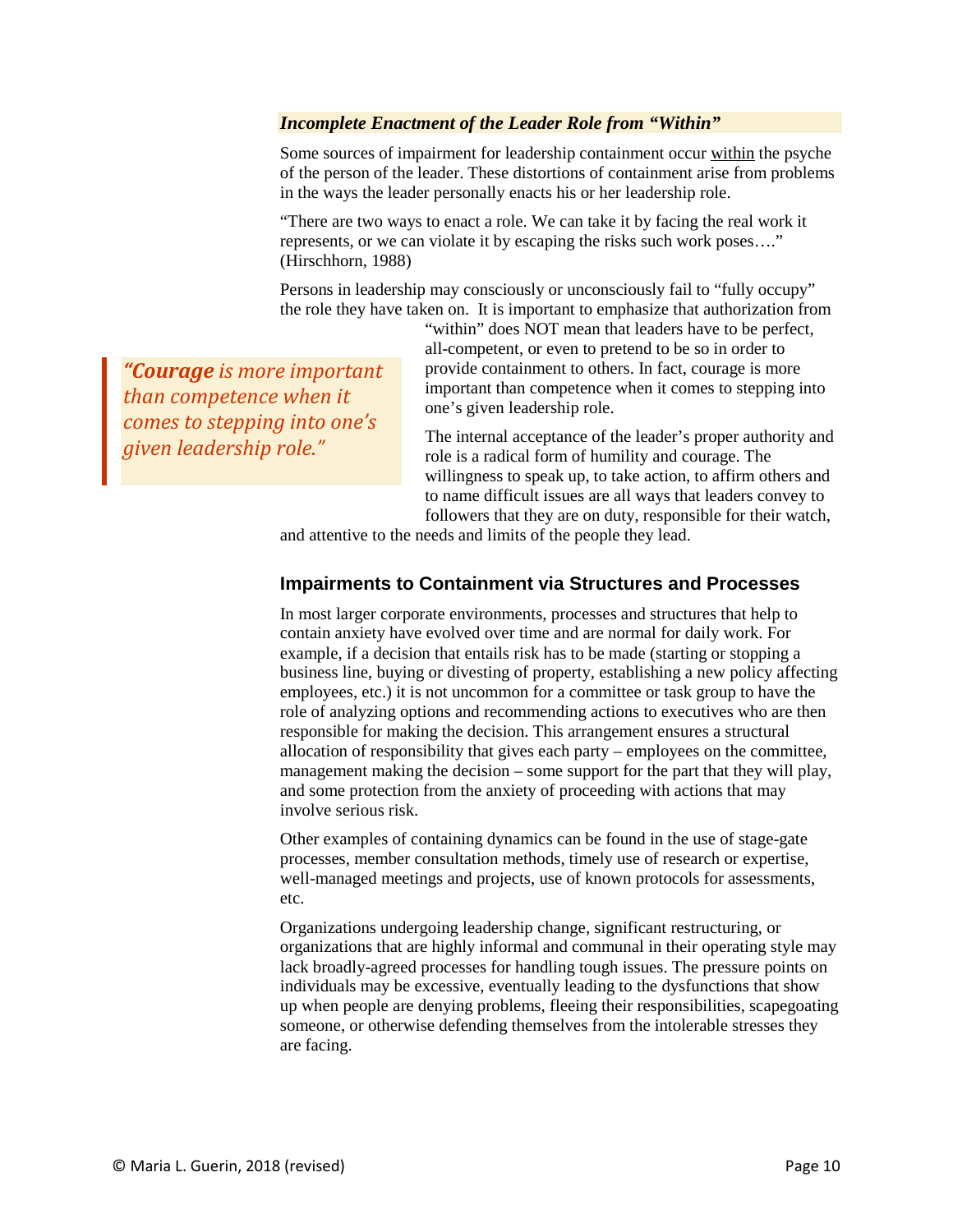### *Incomplete Enactment of the Leader Role from "Within"*

Some sources of impairment for leadership containment occur <u>within</u> the psyche of the person of the leader. These distortions of containment arise from problems in the ways the leader personally enacts his or her leadership role.

"There are two ways to enact a role. We can take it by facing the real work it represents, or we can violate it by escaping the risks such work poses…." (Hirschhorn, 1988)

Persons in leadership may consciously or unconsciously fail to "fully occupy" the role they have taken on. It is important to emphasize that authorization from "within" does NOT mean that leaders have to be perfect, all-competent, or even to pretend to be so in order to provide containment to others. In fact, courage is more important than competence when it comes to stepping into one's given leadership role.

> *"**Courage** is more important than competence when it comes to stepping into one's given leadership role."*

The internal acceptance of the leader's proper authority and role is a radical form of humility and courage. The willingness to speak up, to take action, to affirm others and to name difficult issues are all ways that leaders convey to followers that they are on duty, responsible for their watch, and attentive to the needs and limits of the people they lead.

## Impairments to Containment via Structures and Processes

In most larger corporate environments, processes and structures that help to contain anxiety have evolved over time and are normal for daily work. For example, if a decision that entails risk has to be made (starting or stopping a business line, buying or divesting of property, establishing a new policy affecting employees, etc.) it is not uncommon for a committee or task group to have the role of analyzing options and recommending actions to executives who are then responsible for making the decision. This arrangement ensures a structural allocation of responsibility that gives each party – employees on the committee, management making the decision – some support for the part that they will play, and some protection from the anxiety of proceeding with actions that may involve serious risk.

Other examples of containing dynamics can be found in the use of stage-gate processes, member consultation methods, timely use of research or expertise, well-managed meetings and projects, use of known protocols for assessments, etc.

Organizations undergoing leadership change, significant restructuring, or organizations that are highly informal and communal in their operating style may lack broadly-agreed processes for handling tough issues. The pressure points on individuals may be excessive, eventually leading to the dysfunctions that show up when people are denying problems, fleeing their responsibilities, scapegoating someone, or otherwise defending themselves from the intolerable stresses they are facing.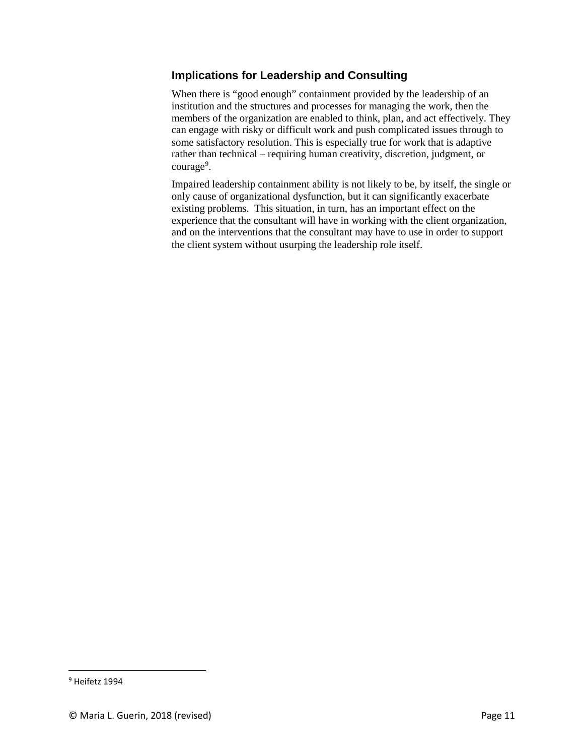### Implications for Leadership and Consulting

When there is "good enough" containment provided by the leadership of an institution and the structures and processes for managing the work, then the members of the organization are enabled to think, plan, and act effectively. They can engage with risky or difficult work and push complicated issues through to some satisfactory resolution. This is especially true for work that is adaptive rather than technical – requiring human creativity, discretion, judgment, or courage[9].

Impaired leadership containment ability is not likely to be, by itself, the single or only cause of organizational dysfunction, but it can significantly exacerbate existing problems. This situation, in turn, has an important effect on the experience that the consultant will have in working with the client organization, and on the interventions that the consultant may have to use in order to support the client system without usurping the leadership role itself.

---

[9] Heifetz 1994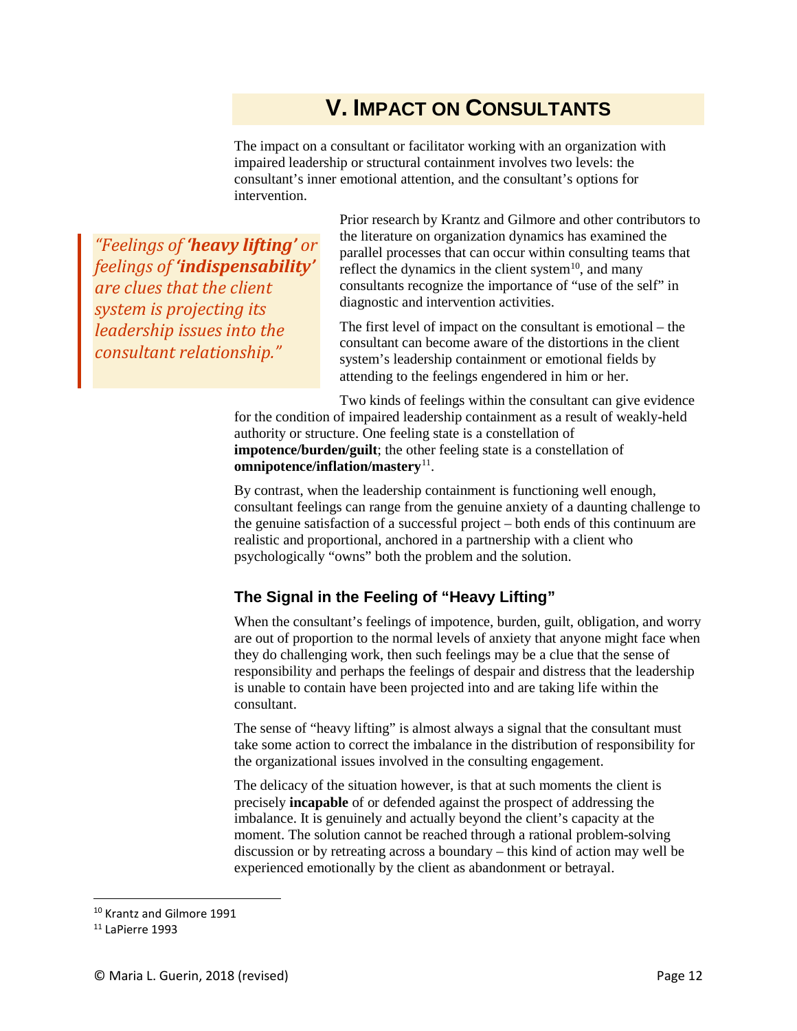## V. Impact on Consultants

The impact on a consultant or facilitator working with an organization with impaired leadership or structural containment involves two levels: the consultant's inner emotional attention, and the consultant's options for intervention.

> *"Feelings of **'heavy lifting'** or feelings of **'indispensability'** are clues that the client system is projecting its leadership issues into the consultant relationship."*

Prior research by Krantz and Gilmore and other contributors to the literature on organization dynamics has examined the parallel processes that can occur within consulting teams that reflect the dynamics in the client system[10], and many consultants recognize the importance of "use of the self" in diagnostic and intervention activities.

The first level of impact on the consultant is emotional – the consultant can become aware of the distortions in the client system's leadership containment or emotional fields by attending to the feelings engendered in him or her.

Two kinds of feelings within the consultant can give evidence for the condition of impaired leadership containment as a result of weakly-held authority or structure. One feeling state is a constellation of **impotence/burden/guilt**; the other feeling state is a constellation of **omnipotence/inflation/mastery**[11].

By contrast, when the leadership containment is functioning well enough, consultant feelings can range from the genuine anxiety of a daunting challenge to the genuine satisfaction of a successful project – both ends of this continuum are realistic and proportional, anchored in a partnership with a client who psychologically "owns" both the problem and the solution.

### The Signal in the Feeling of "Heavy Lifting"

When the consultant's feelings of impotence, burden, guilt, obligation, and worry are out of proportion to the normal levels of anxiety that anyone might face when they do challenging work, then such feelings may be a clue that the sense of responsibility and perhaps the feelings of despair and distress that the leadership is unable to contain have been projected into and are taking life within the consultant.

The sense of "heavy lifting" is almost always a signal that the consultant must take some action to correct the imbalance in the distribution of responsibility for the organizational issues involved in the consulting engagement.

The delicacy of the situation however, is that at such moments the client is precisely **incapable** of or defended against the prospect of addressing the imbalance. It is genuinely and actually beyond the client's capacity at the moment. The solution cannot be reached through a rational problem-solving discussion or by retreating across a boundary – this kind of action may well be experienced emotionally by the client as abandonment or betrayal.

---

[10] Krantz and Gilmore 1991

[11] LaPierre 1993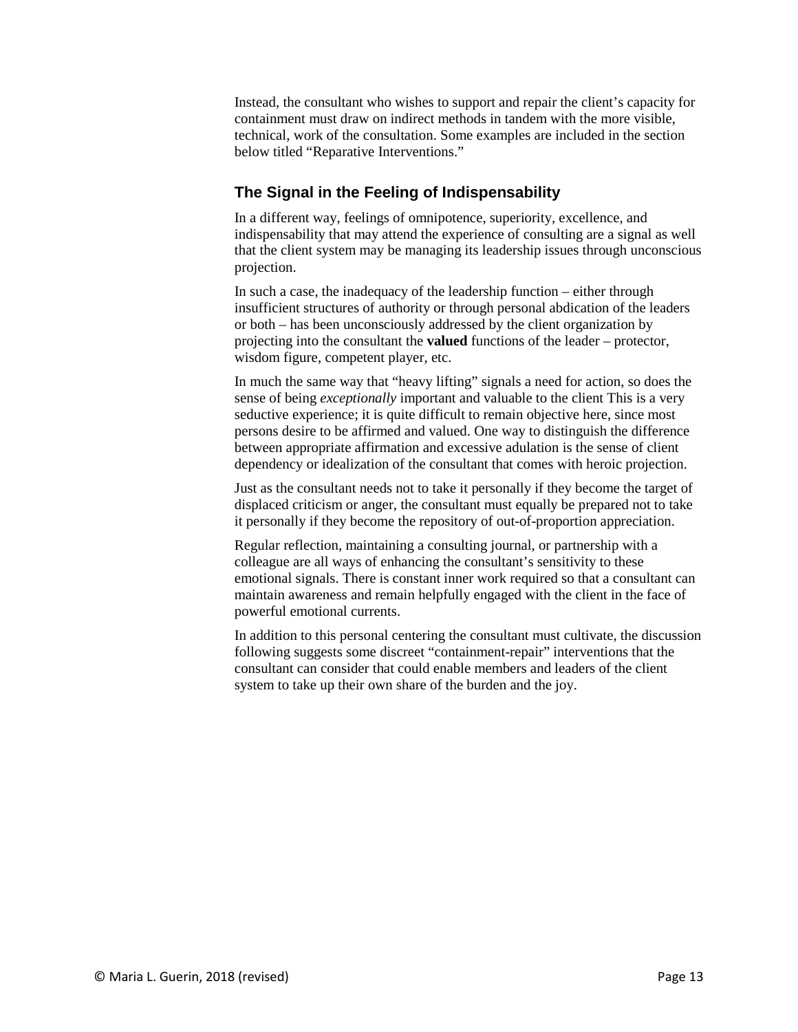Instead, the consultant who wishes to support and repair the client's capacity for containment must draw on indirect methods in tandem with the more visible, technical, work of the consultation. Some examples are included in the section below titled "Reparative Interventions."

### The Signal in the Feeling of Indispensability

In a different way, feelings of omnipotence, superiority, excellence, and indispensability that may attend the experience of consulting are a signal as well that the client system may be managing its leadership issues through unconscious projection.

In such a case, the inadequacy of the leadership function – either through insufficient structures of authority or through personal abdication of the leaders or both – has been unconsciously addressed by the client organization by projecting into the consultant the **valued** functions of the leader – protector, wisdom figure, competent player, etc.

In much the same way that "heavy lifting" signals a need for action, so does the sense of being *exceptionally* important and valuable to the client This is a very seductive experience; it is quite difficult to remain objective here, since most persons desire to be affirmed and valued. One way to distinguish the difference between appropriate affirmation and excessive adulation is the sense of client dependency or idealization of the consultant that comes with heroic projection.

Just as the consultant needs not to take it personally if they become the target of displaced criticism or anger, the consultant must equally be prepared not to take it personally if they become the repository of out-of-proportion appreciation.

Regular reflection, maintaining a consulting journal, or partnership with a colleague are all ways of enhancing the consultant's sensitivity to these emotional signals. There is constant inner work required so that a consultant can maintain awareness and remain helpfully engaged with the client in the face of powerful emotional currents.

In addition to this personal centering the consultant must cultivate, the discussion following suggests some discreet "containment-repair" interventions that the consultant can consider that could enable members and leaders of the client system to take up their own share of the burden and the joy.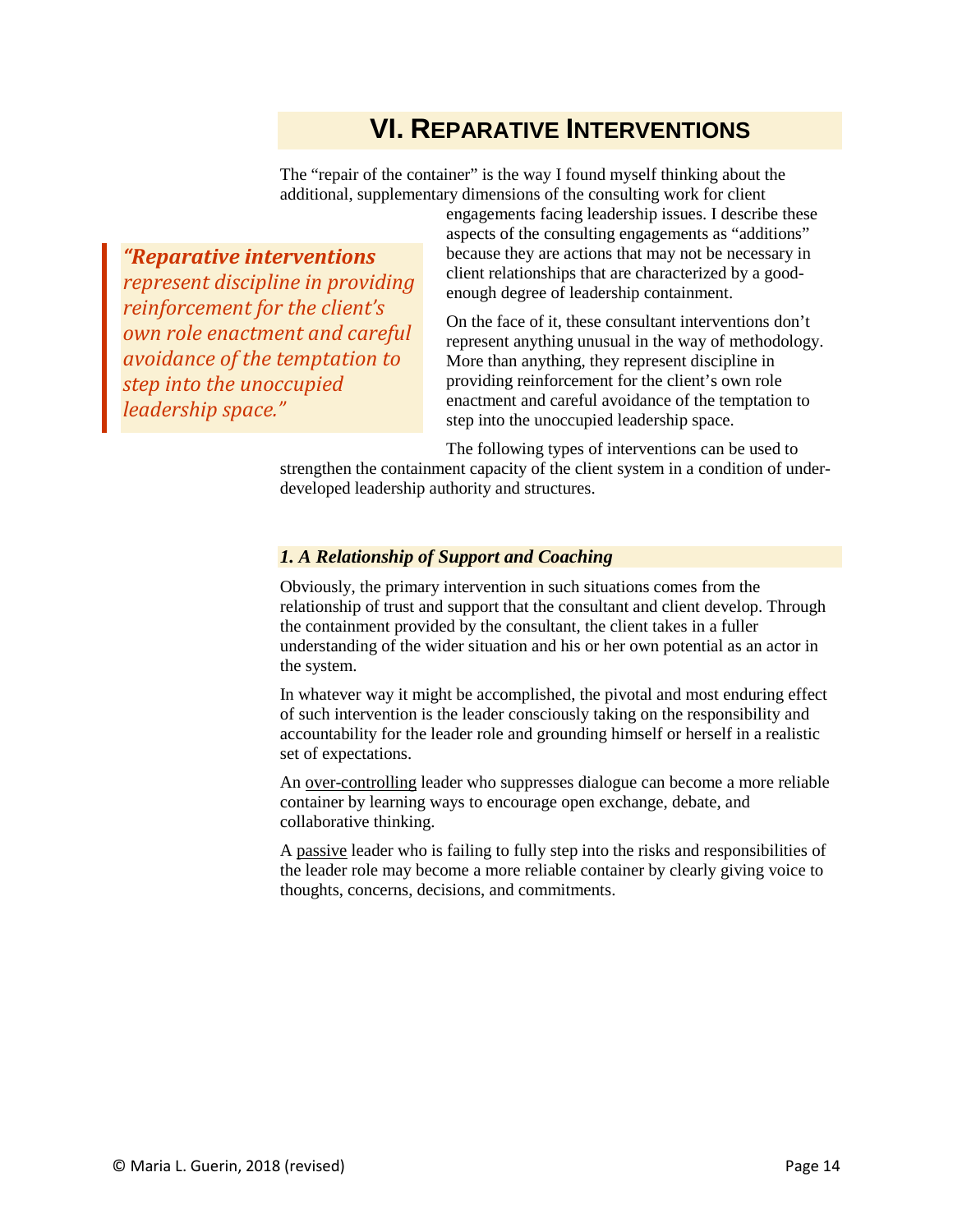## VI. Reparative Interventions

The “repair of the container” is the way I found myself thinking about the additional, supplementary dimensions of the consulting work for client engagements facing leadership issues. I describe these aspects of the consulting engagements as “additions” because they are actions that may not be necessary in client relationships that are characterized by a good-enough degree of leadership containment.

> ***“Reparative interventions represent discipline in providing reinforcement for the client’s own role enactment and careful avoidance of the temptation to step into the unoccupied leadership space.”***

On the face of it, these consultant interventions don’t represent anything unusual in the way of methodology. More than anything, they represent discipline in providing reinforcement for the client’s own role enactment and careful avoidance of the temptation to step into the unoccupied leadership space.

The following types of interventions can be used to strengthen the containment capacity of the client system in a condition of under-developed leadership authority and structures.

### *1. A Relationship of Support and Coaching*

Obviously, the primary intervention in such situations comes from the relationship of trust and support that the consultant and client develop. Through the containment provided by the consultant, the client takes in a fuller understanding of the wider situation and his or her own potential as an actor in the system.

In whatever way it might be accomplished, the pivotal and most enduring effect of such intervention is the leader consciously taking on the responsibility and accountability for the leader role and grounding himself or herself in a realistic set of expectations.

An over-controlling leader who suppresses dialogue can become a more reliable container by learning ways to encourage open exchange, debate, and collaborative thinking.

A passive leader who is failing to fully step into the risks and responsibilities of the leader role may become a more reliable container by clearly giving voice to thoughts, concerns, decisions, and commitments.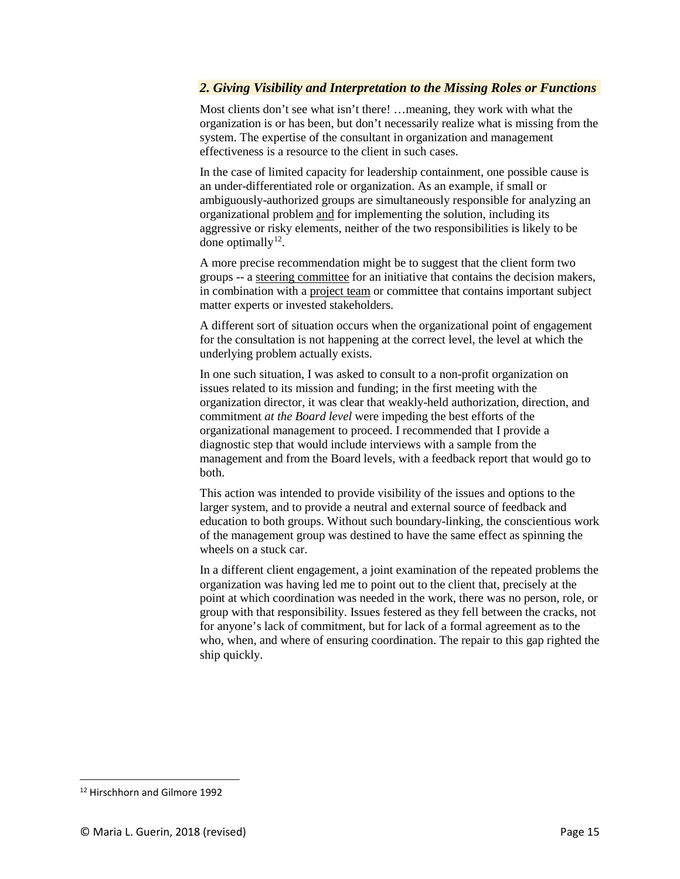### *2. Giving Visibility and Interpretation to the Missing Roles or Functions*

Most clients don't see what isn't there! …meaning, they work with what the organization is or has been, but don't necessarily realize what is missing from the system. The expertise of the consultant in organization and management effectiveness is a resource to the client in such cases.

In the case of limited capacity for leadership containment, one possible cause is an under-differentiated role or organization. As an example, if small or ambiguously-authorized groups are simultaneously responsible for analyzing an organizational problem <u>and</u> for implementing the solution, including its aggressive or risky elements, neither of the two responsibilities is likely to be done optimally[12].

A more precise recommendation might be to suggest that the client form two groups -- a <u>steering committee</u> for an initiative that contains the decision makers, in combination with a <u>project team</u> or committee that contains important subject matter experts or invested stakeholders.

A different sort of situation occurs when the organizational point of engagement for the consultation is not happening at the correct level, the level at which the underlying problem actually exists.

In one such situation, I was asked to consult to a non-profit organization on issues related to its mission and funding; in the first meeting with the organization director, it was clear that weakly-held authorization, direction, and commitment *at the Board level* were impeding the best efforts of the organizational management to proceed. I recommended that I provide a diagnostic step that would include interviews with a sample from the management and from the Board levels, with a feedback report that would go to both.

This action was intended to provide visibility of the issues and options to the larger system, and to provide a neutral and external source of feedback and education to both groups. Without such boundary-linking, the conscientious work of the management group was destined to have the same effect as spinning the wheels on a stuck car.

In a different client engagement, a joint examination of the repeated problems the organization was having led me to point out to the client that, precisely at the point at which coordination was needed in the work, there was no person, role, or group with that responsibility. Issues festered as they fell between the cracks, not for anyone's lack of commitment, but for lack of a formal agreement as to the who, when, and where of ensuring coordination. The repair to this gap righted the ship quickly.

---

[12] Hirschhorn and Gilmore 1992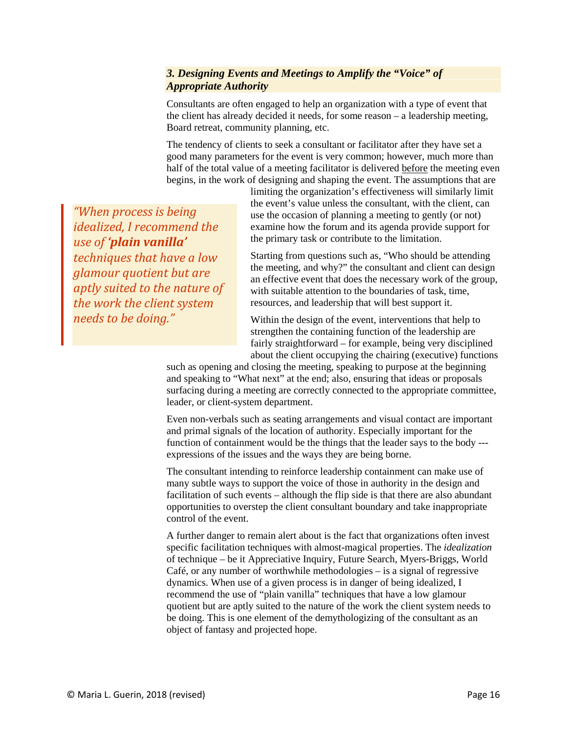### *3. Designing Events and Meetings to Amplify the "Voice" of Appropriate Authority*

Consultants are often engaged to help an organization with a type of event that the client has already decided it needs, for some reason – a leadership meeting, Board retreat, community planning, etc.

The tendency of clients to seek a consultant or facilitator after they have set a good many parameters for the event is very common; however, much more than half of the total value of a meeting facilitator is delivered before the meeting even begins, in the work of designing and shaping the event. The assumptions that are limiting the organization's effectiveness will similarly limit the event's value unless the consultant, with the client, can use the occasion of planning a meeting to gently (or not) examine how the forum and its agenda provide support for the primary task or contribute to the limitation.

> *"When process is being idealized, I recommend the use of **'plain vanilla'** techniques that have a low glamour quotient but are aptly suited to the nature of the work the client system needs to be doing."*

Starting from questions such as, "Who should be attending the meeting, and why?" the consultant and client can design an effective event that does the necessary work of the group, with suitable attention to the boundaries of task, time, resources, and leadership that will best support it.

Within the design of the event, interventions that help to strengthen the containing function of the leadership are fairly straightforward – for example, being very disciplined about the client occupying the chairing (executive) functions such as opening and closing the meeting, speaking to purpose at the beginning and speaking to "What next" at the end; also, ensuring that ideas or proposals surfacing during a meeting are correctly connected to the appropriate committee, leader, or client-system department.

Even non-verbals such as seating arrangements and visual contact are important and primal signals of the location of authority. Especially important for the function of containment would be the things that the leader says to the body --- expressions of the issues and the ways they are being borne.

The consultant intending to reinforce leadership containment can make use of many subtle ways to support the voice of those in authority in the design and facilitation of such events – although the flip side is that there are also abundant opportunities to overstep the client consultant boundary and take inappropriate control of the event.

A further danger to remain alert about is the fact that organizations often invest specific facilitation techniques with almost-magical properties. The *idealization* of technique – be it Appreciative Inquiry, Future Search, Myers-Briggs, World Café, or any number of worthwhile methodologies – is a signal of regressive dynamics. When use of a given process is in danger of being idealized, I recommend the use of "plain vanilla" techniques that have a low glamour quotient but are aptly suited to the nature of the work the client system needs to be doing. This is one element of the demythologizing of the consultant as an object of fantasy and projected hope.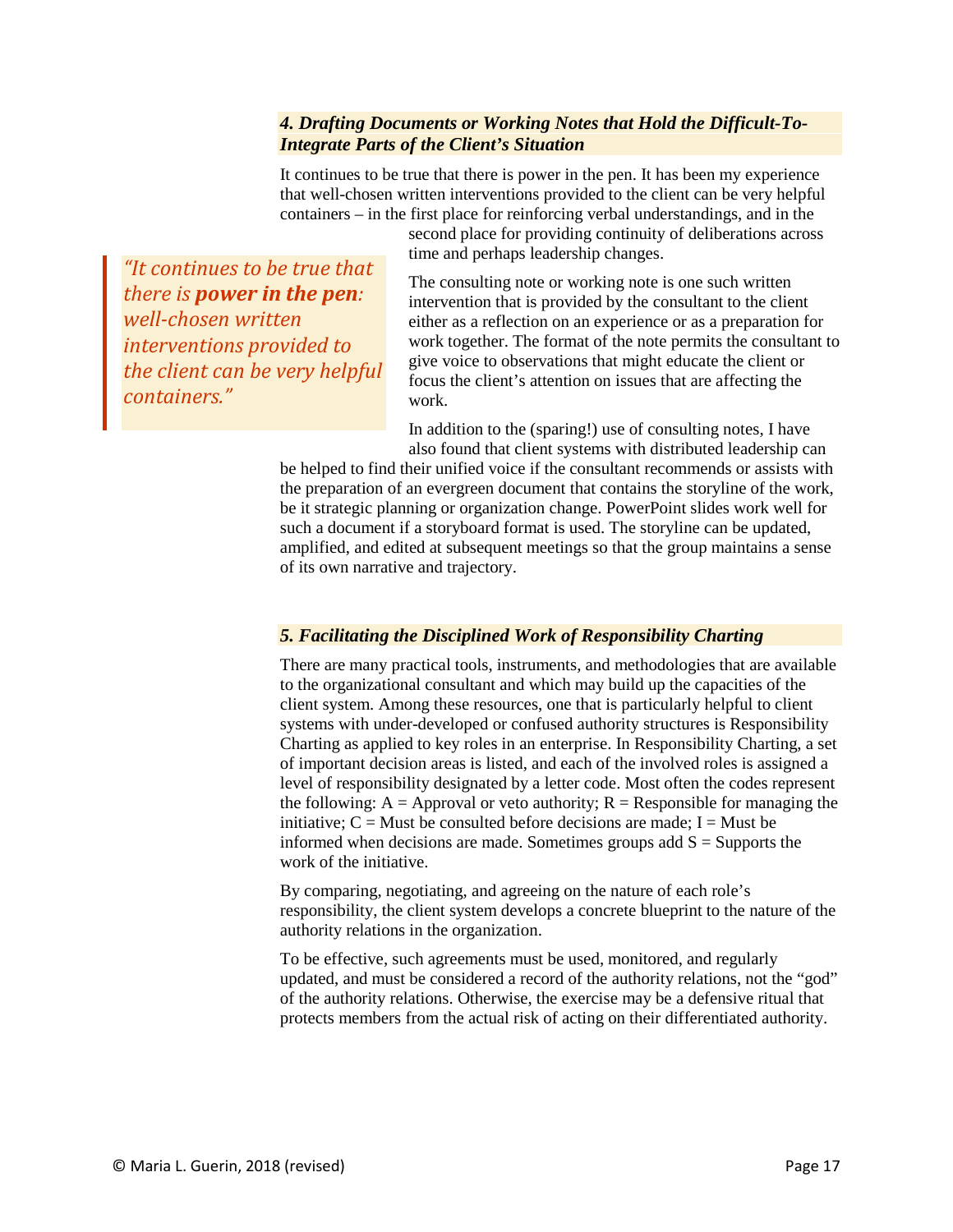### *4. Drafting Documents or Working Notes that Hold the Difficult-To-Integrate Parts of the Client's Situation*

It continues to be true that there is power in the pen. It has been my experience that well-chosen written interventions provided to the client can be very helpful containers – in the first place for reinforcing verbal understandings, and in the second place for providing continuity of deliberations across time and perhaps leadership changes.

> *"It continues to be true that there is **power in the pen**: well-chosen written interventions provided to the client can be very helpful containers."*

The consulting note or working note is one such written intervention that is provided by the consultant to the client either as a reflection on an experience or as a preparation for work together. The format of the note permits the consultant to give voice to observations that might educate the client or focus the client's attention on issues that are affecting the work.

In addition to the (sparing!) use of consulting notes, I have also found that client systems with distributed leadership can be helped to find their unified voice if the consultant recommends or assists with the preparation of an evergreen document that contains the storyline of the work, be it strategic planning or organization change. PowerPoint slides work well for such a document if a storyboard format is used. The storyline can be updated, amplified, and edited at subsequent meetings so that the group maintains a sense of its own narrative and trajectory.

### *5. Facilitating the Disciplined Work of Responsibility Charting*

There are many practical tools, instruments, and methodologies that are available to the organizational consultant and which may build up the capacities of the client system. Among these resources, one that is particularly helpful to client systems with under-developed or confused authority structures is Responsibility Charting as applied to key roles in an enterprise. In Responsibility Charting, a set of important decision areas is listed, and each of the involved roles is assigned a level of responsibility designated by a letter code. Most often the codes represent the following: A = Approval or veto authority; R = Responsible for managing the initiative; C = Must be consulted before decisions are made; I = Must be informed when decisions are made. Sometimes groups add S = Supports the work of the initiative.

By comparing, negotiating, and agreeing on the nature of each role's responsibility, the client system develops a concrete blueprint to the nature of the authority relations in the organization.

To be effective, such agreements must be used, monitored, and regularly updated, and must be considered a record of the authority relations, not the "god" of the authority relations. Otherwise, the exercise may be a defensive ritual that protects members from the actual risk of acting on their differentiated authority.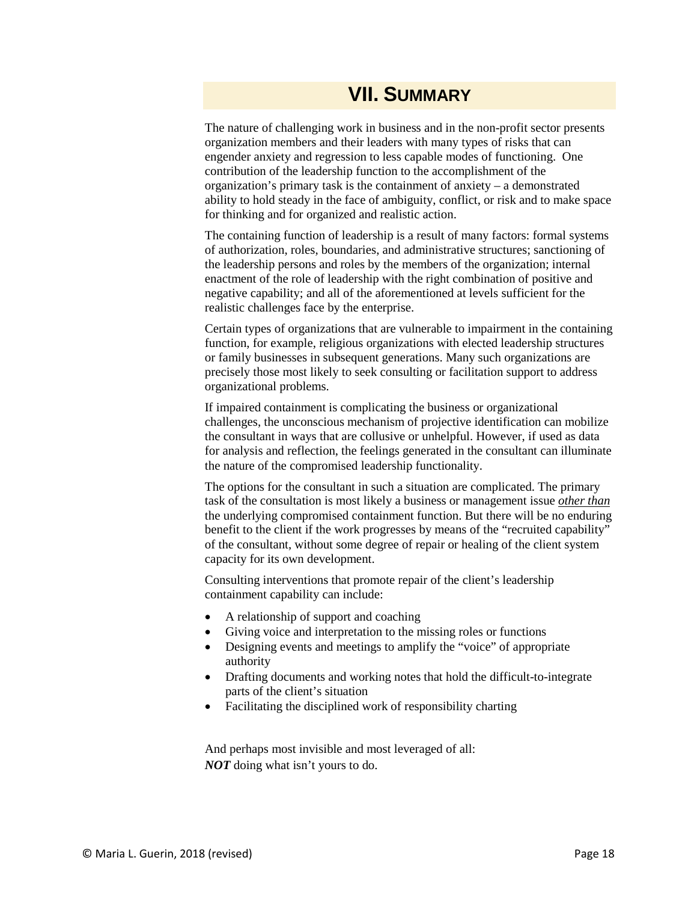## VII. Summary

The nature of challenging work in business and in the non-profit sector presents organization members and their leaders with many types of risks that can engender anxiety and regression to less capable modes of functioning. One contribution of the leadership function to the accomplishment of the organization's primary task is the containment of anxiety – a demonstrated ability to hold steady in the face of ambiguity, conflict, or risk and to make space for thinking and for organized and realistic action.

The containing function of leadership is a result of many factors: formal systems of authorization, roles, boundaries, and administrative structures; sanctioning of the leadership persons and roles by the members of the organization; internal enactment of the role of leadership with the right combination of positive and negative capability; and all of the aforementioned at levels sufficient for the realistic challenges face by the enterprise.

Certain types of organizations that are vulnerable to impairment in the containing function, for example, religious organizations with elected leadership structures or family businesses in subsequent generations. Many such organizations are precisely those most likely to seek consulting or facilitation support to address organizational problems.

If impaired containment is complicating the business or organizational challenges, the unconscious mechanism of projective identification can mobilize the consultant in ways that are collusive or unhelpful. However, if used as data for analysis and reflection, the feelings generated in the consultant can illuminate the nature of the compromised leadership functionality.

The options for the consultant in such a situation are complicated. The primary task of the consultation is most likely a business or management issue ***other than*** the underlying compromised containment function. But there will be no enduring benefit to the client if the work progresses by means of the "recruited capability" of the consultant, without some degree of repair or healing of the client system capacity for its own development.

Consulting interventions that promote repair of the client's leadership containment capability can include:

- A relationship of support and coaching
- Giving voice and interpretation to the missing roles or functions
- Designing events and meetings to amplify the "voice" of appropriate authority
- Drafting documents and working notes that hold the difficult-to-integrate parts of the client's situation
- Facilitating the disciplined work of responsibility charting

And perhaps most invisible and most leveraged of all:
***NOT*** doing what isn't yours to do.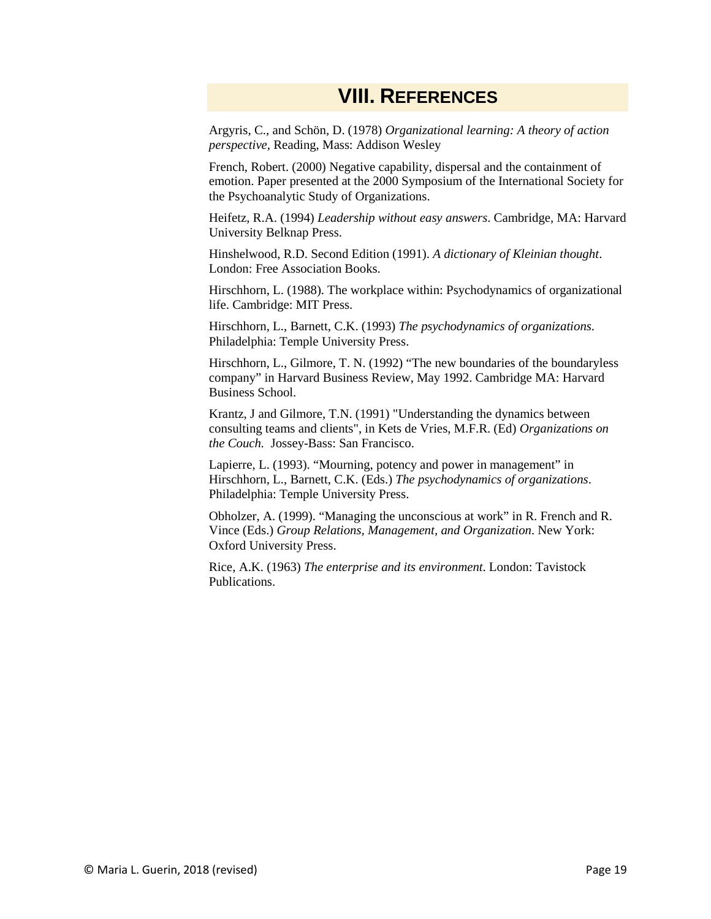## VIII. REFERENCES

Argyris, C., and Schön, D. (1978) *Organizational learning: A theory of action perspective*, Reading, Mass: Addison Wesley

French, Robert. (2000) Negative capability, dispersal and the containment of emotion. Paper presented at the 2000 Symposium of the International Society for the Psychoanalytic Study of Organizations.

Heifetz, R.A. (1994) *Leadership without easy answers*. Cambridge, MA: Harvard University Belknap Press.

Hinshelwood, R.D. Second Edition (1991). *A dictionary of Kleinian thought*. London: Free Association Books.

Hirschhorn, L. (1988). The workplace within: Psychodynamics of organizational life. Cambridge: MIT Press.

Hirschhorn, L., Barnett, C.K. (1993) *The psychodynamics of organizations*. Philadelphia: Temple University Press.

Hirschhorn, L., Gilmore, T. N. (1992) "The new boundaries of the boundaryless company" in Harvard Business Review, May 1992. Cambridge MA: Harvard Business School.

Krantz, J and Gilmore, T.N. (1991) "Understanding the dynamics between consulting teams and clients", in Kets de Vries, M.F.R. (Ed) *Organizations on the Couch.* Jossey-Bass: San Francisco.

Lapierre, L. (1993). "Mourning, potency and power in management" in Hirschhorn, L., Barnett, C.K. (Eds.) *The psychodynamics of organizations*. Philadelphia: Temple University Press.

Obholzer, A. (1999). "Managing the unconscious at work" in R. French and R. Vince (Eds.) *Group Relations, Management, and Organization*. New York: Oxford University Press.

Rice, A.K. (1963) *The enterprise and its environment*. London: Tavistock Publications.

© Maria L. Guerin, 2018 (revised)